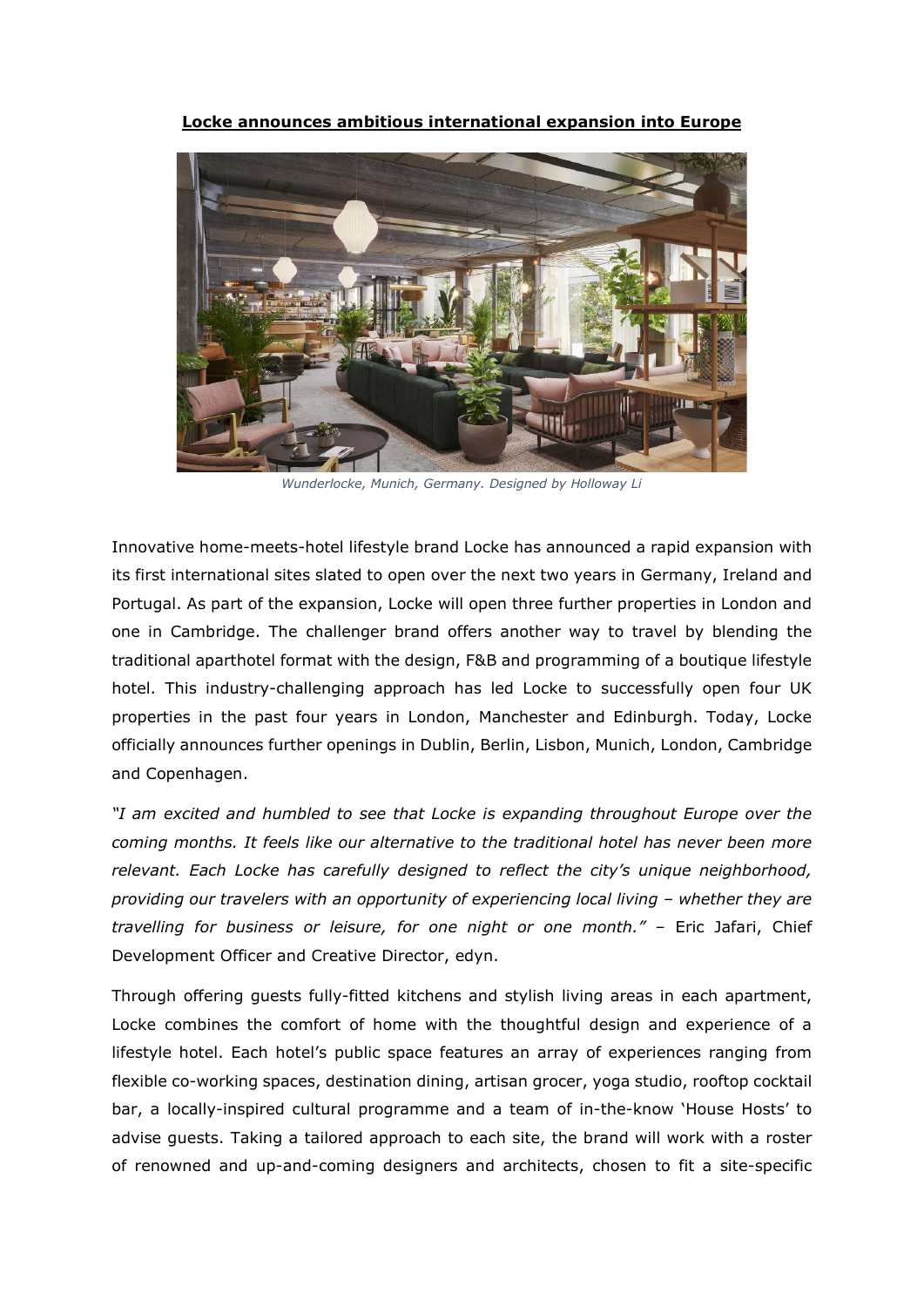**Locke announces ambitious international expansion into Europe**

*Wunderlocke, Munich, Germany. Designed by Holloway Li*

Innovative home-meets-hotel lifestyle brand Locke has announced a rapid expansion with its first international sites slated to open over the next two years in Germany, Ireland and Portugal. As part of the expansion, Locke will open three further properties in London and one in Cambridge. The challenger brand offers another way to travel by blending the traditional aparthotel format with the design, F&B and programming of a boutique lifestyle hotel. This industry-challenging approach has led Locke to successfully open four UK properties in the past four years in London, Manchester and Edinburgh. Today, Locke officially announces further openings in Dublin, Berlin, Lisbon, Munich, London, Cambridge and Copenhagen.

*"I am excited and humbled to see that Locke is expanding throughout Europe over the coming months. It feels like our alternative to the traditional hotel has never been more relevant. Each Locke has carefully designed to reflect the city's unique neighborhood, providing our travelers with an opportunity of experiencing local living – whether they are travelling for business or leisure, for one night or one month."* – Eric Jafari, Chief Development Officer and Creative Director, edyn.

Through offering guests fully-fitted kitchens and stylish living areas in each apartment, Locke combines the comfort of home with the thoughtful design and experience of a lifestyle hotel. Each hotel's public space features an array of experiences ranging from flexible co-working spaces, destination dining, artisan grocer, yoga studio, rooftop cocktail bar, a locally-inspired cultural programme and a team of in-the-know 'House Hosts' to advise guests. Taking a tailored approach to each site, the brand will work with a roster of renowned and up-and-coming designers and architects, chosen to fit a site-specific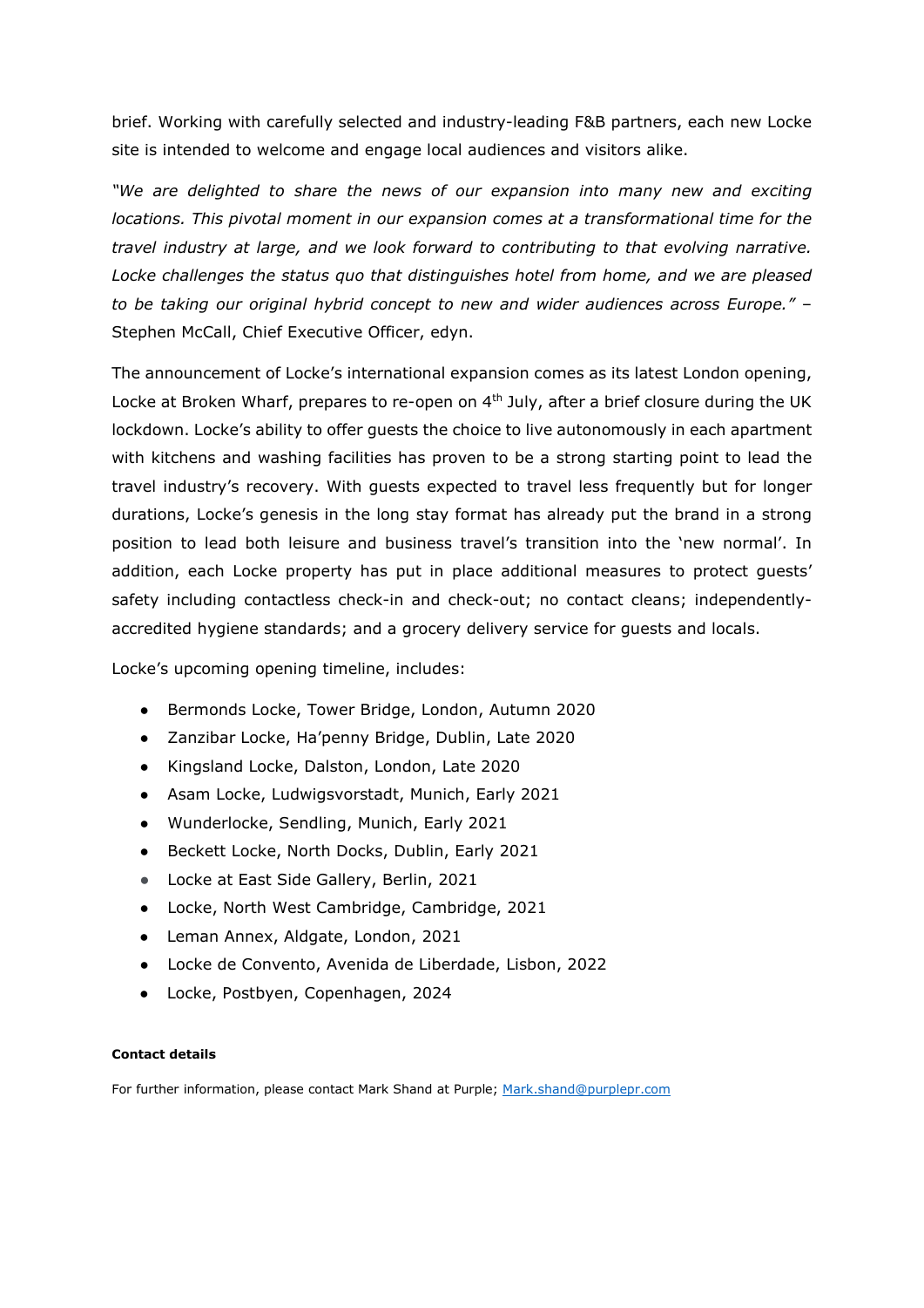brief. Working with carefully selected and industry-leading F&B partners, each new Locke site is intended to welcome and engage local audiences and visitors alike.

*"We are delighted to share the news of our expansion into many new and exciting locations. This pivotal moment in our expansion comes at a transformational time for the travel industry at large, and we look forward to contributing to that evolving narrative. Locke challenges the status quo that distinguishes hotel from home, and we are pleased to be taking our original hybrid concept to new and wider audiences across Europe."* – Stephen McCall, Chief Executive Officer, edyn.

The announcement of Locke's international expansion comes as its latest London opening, Locke at Broken Wharf, prepares to re-open on 4th July, after a brief closure during the UK lockdown. Locke's ability to offer guests the choice to live autonomously in each apartment with kitchens and washing facilities has proven to be a strong starting point to lead the travel industry's recovery. With guests expected to travel less frequently but for longer durations, Locke's genesis in the long stay format has already put the brand in a strong position to lead both leisure and business travel's transition into the 'new normal'. In addition, each Locke property has put in place additional measures to protect guests' safety including contactless check-in and check-out; no contact cleans; independently-accredited hygiene standards; and a grocery delivery service for guests and locals.

Locke's upcoming opening timeline, includes:

- Bermonds Locke, Tower Bridge, London, Autumn 2020
- Zanzibar Locke, Ha'penny Bridge, Dublin, Late 2020
- Kingsland Locke, Dalston, London, Late 2020
- Asam Locke, Ludwigsvorstadt, Munich, Early 2021
- Wunderlocke, Sendling, Munich, Early 2021
- Beckett Locke, North Docks, Dublin, Early 2021
- Locke at East Side Gallery, Berlin, 2021
- Locke, North West Cambridge, Cambridge, 2021
- Leman Annex, Aldgate, London, 2021
- Locke de Convento, Avenida de Liberdade, Lisbon, 2022
- Locke, Postbyen, Copenhagen, 2024

**Contact details**

For further information, please contact Mark Shand at Purple; Mark.shand@purplepr.com